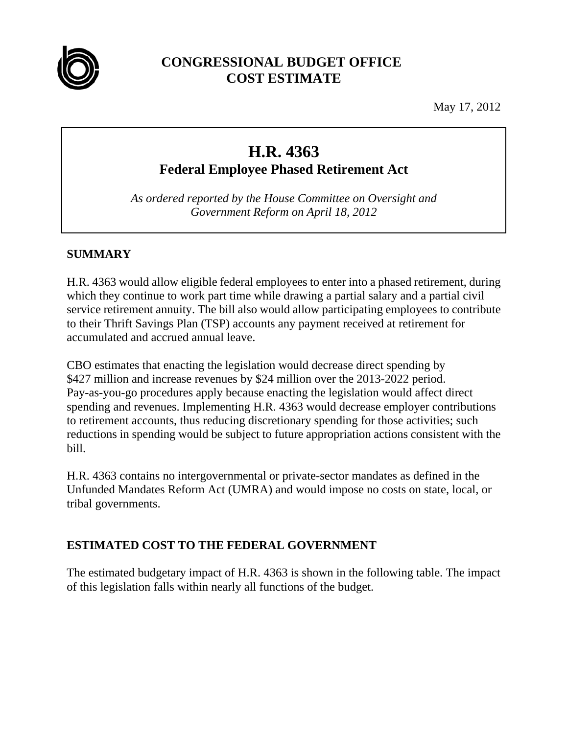# CONGRESSIONAL BUDGET OFFICE
# COST ESTIMATE

May 17, 2012

## H.R. 4363
### Federal Employee Phased Retirement Act

*As ordered reported by the House Committee on Oversight and Government Reform on April 18, 2012*

## SUMMARY

H.R. 4363 would allow eligible federal employees to enter into a phased retirement, during which they continue to work part time while drawing a partial salary and a partial civil service retirement annuity. The bill also would allow participating employees to contribute to their Thrift Savings Plan (TSP) accounts any payment received at retirement for accumulated and accrued annual leave.

CBO estimates that enacting the legislation would decrease direct spending by $427 million and increase revenues by $24 million over the 2013-2022 period. Pay-as-you-go procedures apply because enacting the legislation would affect direct spending and revenues. Implementing H.R. 4363 would decrease employer contributions to retirement accounts, thus reducing discretionary spending for those activities; such reductions in spending would be subject to future appropriation actions consistent with the bill.

H.R. 4363 contains no intergovernmental or private-sector mandates as defined in the Unfunded Mandates Reform Act (UMRA) and would impose no costs on state, local, or tribal governments.

## ESTIMATED COST TO THE FEDERAL GOVERNMENT

The estimated budgetary impact of H.R. 4363 is shown in the following table. The impact of this legislation falls within nearly all functions of the budget.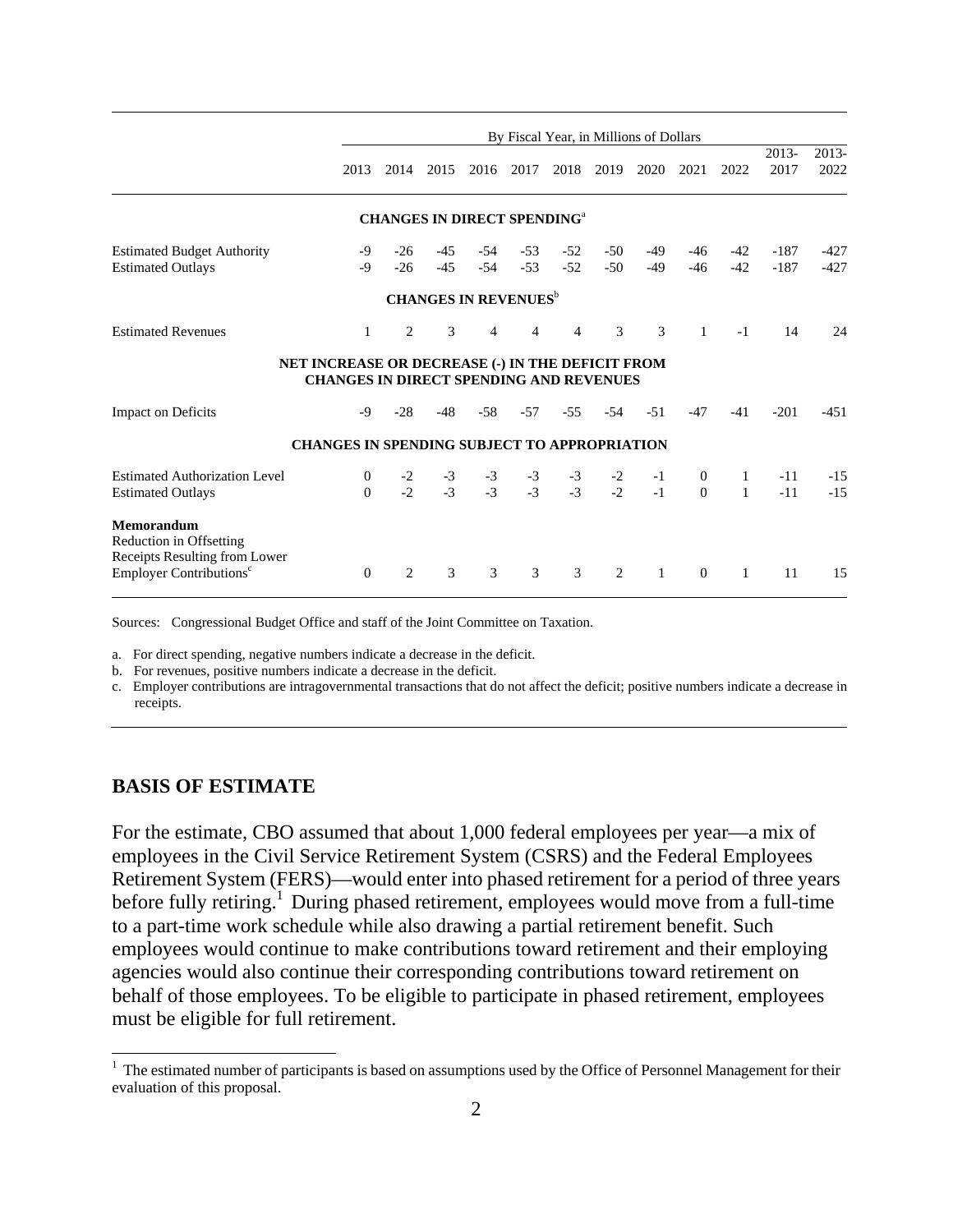| | By Fiscal Year, in Millions of Dollars | | | | | | | | | | | |
|---|---|---|---|---|---|---|---|---|---|---|---|---|
| | 2013 | 2014 | 2015 | 2016 | 2017 | 2018 | 2019 | 2020 | 2021 | 2022 | 2013-2017 | 2013-2022 |
| **CHANGES IN DIRECT SPENDING**[a] | | | | | | | | | | | | |
| Estimated Budget Authority | -9 | -26 | -45 | -54 | -53 | -52 | -50 | -49 | -46 | -42 | -187 | -427 |
| Estimated Outlays | -9 | -26 | -45 | -54 | -53 | -52 | -50 | -49 | -46 | -42 | -187 | -427 |
| **CHANGES IN REVENUES**[b] | | | | | | | | | | | | |
| Estimated Revenues | 1 | 2 | 3 | 4 | 4 | 4 | 3 | 3 | 1 | -1 | 14 | 24 |
| **NET INCREASE OR DECREASE (-) IN THE DEFICIT FROM CHANGES IN DIRECT SPENDING AND REVENUES** | | | | | | | | | | | | |
| Impact on Deficits | -9 | -28 | -48 | -58 | -57 | -55 | -54 | -51 | -47 | -41 | -201 | -451 |
| **CHANGES IN SPENDING SUBJECT TO APPROPRIATION** | | | | | | | | | | | | |
| Estimated Authorization Level | 0 | -2 | -3 | -3 | -3 | -3 | -2 | -1 | 0 | 1 | -11 | -15 |
| Estimated Outlays | 0 | -2 | -3 | -3 | -3 | -3 | -2 | -1 | 0 | 1 | -11 | -15 |
| **Memorandum** | | | | | | | | | | | | |
| Reduction in Offsetting Receipts Resulting from Lower Employer Contributions[c] | 0 | 2 | 3 | 3 | 3 | 3 | 2 | 1 | 0 | 1 | 11 | 15 |

Sources: Congressional Budget Office and staff of the Joint Committee on Taxation.

a. For direct spending, negative numbers indicate a decrease in the deficit.

b. For revenues, positive numbers indicate a decrease in the deficit.

c. Employer contributions are intragovernmental transactions that do not affect the deficit; positive numbers indicate a decrease in receipts.

## BASIS OF ESTIMATE

For the estimate, CBO assumed that about 1,000 federal employees per year—a mix of employees in the Civil Service Retirement System (CSRS) and the Federal Employees Retirement System (FERS)—would enter into phased retirement for a period of three years before fully retiring.[1] During phased retirement, employees would move from a full-time to a part-time work schedule while also drawing a partial retirement benefit. Such employees would continue to make contributions toward retirement and their employing agencies would also continue their corresponding contributions toward retirement on behalf of those employees. To be eligible to participate in phased retirement, employees must be eligible for full retirement.

[1] The estimated number of participants is based on assumptions used by the Office of Personnel Management for their evaluation of this proposal.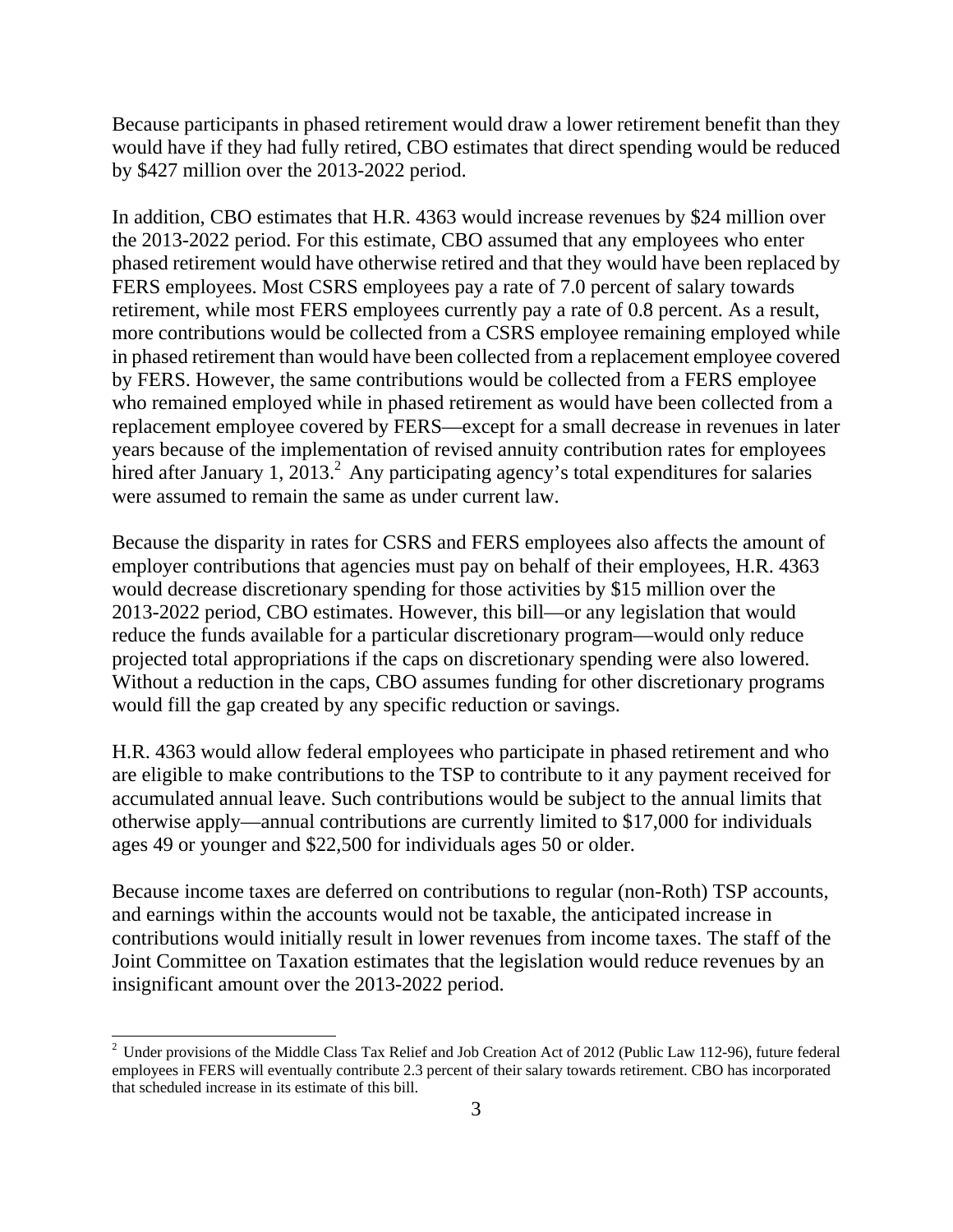Because participants in phased retirement would draw a lower retirement benefit than they would have if they had fully retired, CBO estimates that direct spending would be reduced by $427 million over the 2013-2022 period.

In addition, CBO estimates that H.R. 4363 would increase revenues by $24 million over the 2013-2022 period. For this estimate, CBO assumed that any employees who enter phased retirement would have otherwise retired and that they would have been replaced by FERS employees. Most CSRS employees pay a rate of 7.0 percent of salary towards retirement, while most FERS employees currently pay a rate of 0.8 percent. As a result, more contributions would be collected from a CSRS employee remaining employed while in phased retirement than would have been collected from a replacement employee covered by FERS. However, the same contributions would be collected from a FERS employee who remained employed while in phased retirement as would have been collected from a replacement employee covered by FERS—except for a small decrease in revenues in later years because of the implementation of revised annuity contribution rates for employees hired after January 1, 2013.[2] Any participating agency's total expenditures for salaries were assumed to remain the same as under current law.

Because the disparity in rates for CSRS and FERS employees also affects the amount of employer contributions that agencies must pay on behalf of their employees, H.R. 4363 would decrease discretionary spending for those activities by $15 million over the 2013-2022 period, CBO estimates. However, this bill—or any legislation that would reduce the funds available for a particular discretionary program—would only reduce projected total appropriations if the caps on discretionary spending were also lowered. Without a reduction in the caps, CBO assumes funding for other discretionary programs would fill the gap created by any specific reduction or savings.

H.R. 4363 would allow federal employees who participate in phased retirement and who are eligible to make contributions to the TSP to contribute to it any payment received for accumulated annual leave. Such contributions would be subject to the annual limits that otherwise apply—annual contributions are currently limited to $17,000 for individuals ages 49 or younger and $22,500 for individuals ages 50 or older.

Because income taxes are deferred on contributions to regular (non-Roth) TSP accounts, and earnings within the accounts would not be taxable, the anticipated increase in contributions would initially result in lower revenues from income taxes. The staff of the Joint Committee on Taxation estimates that the legislation would reduce revenues by an insignificant amount over the 2013-2022 period.

---

[2] Under provisions of the Middle Class Tax Relief and Job Creation Act of 2012 (Public Law 112-96), future federal employees in FERS will eventually contribute 2.3 percent of their salary towards retirement. CBO has incorporated that scheduled increase in its estimate of this bill.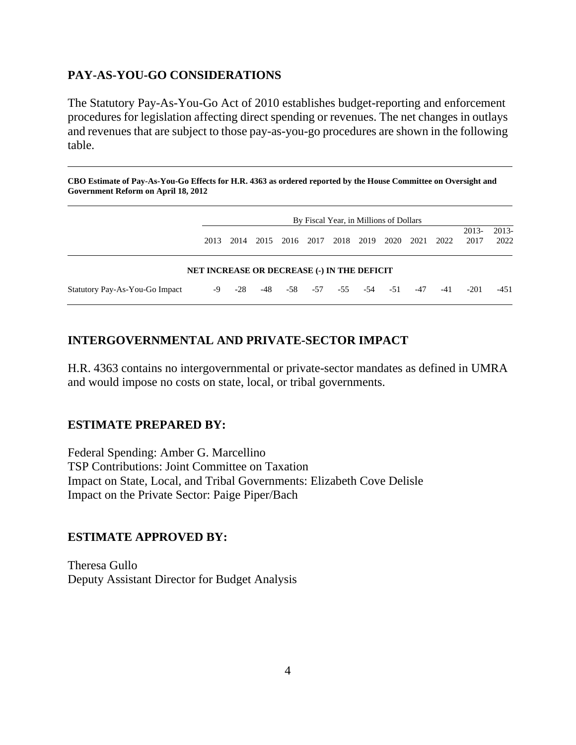## PAY-AS-YOU-GO CONSIDERATIONS

The Statutory Pay-As-You-Go Act of 2010 establishes budget-reporting and enforcement procedures for legislation affecting direct spending or revenues. The net changes in outlays and revenues that are subject to those pay-as-you-go procedures are shown in the following table.

**CBO Estimate of Pay-As-You-Go Effects for H.R. 4363 as ordered reported by the House Committee on Oversight and Government Reform on April 18, 2012**

| | By Fiscal Year, in Millions of Dollars | | | | | | | | | | | |
|---|---|---|---|---|---|---|---|---|---|---|---|---|
| | 2013 | 2014 | 2015 | 2016 | 2017 | 2018 | 2019 | 2020 | 2021 | 2022 | 2013-2017 | 2013-2022 |
| | **NET INCREASE OR DECREASE (-) IN THE DEFICIT** | | | | | | | | | | | |
| Statutory Pay-As-You-Go Impact | -9 | -28 | -48 | -58 | -57 | -55 | -54 | -51 | -47 | -41 | -201 | -451 |

## INTERGOVERNMENTAL AND PRIVATE-SECTOR IMPACT

H.R. 4363 contains no intergovernmental or private-sector mandates as defined in UMRA and would impose no costs on state, local, or tribal governments.

## ESTIMATE PREPARED BY:

Federal Spending: Amber G. Marcellino
TSP Contributions: Joint Committee on Taxation
Impact on State, Local, and Tribal Governments: Elizabeth Cove Delisle
Impact on the Private Sector: Paige Piper/Bach

## ESTIMATE APPROVED BY:

Theresa Gullo
Deputy Assistant Director for Budget Analysis